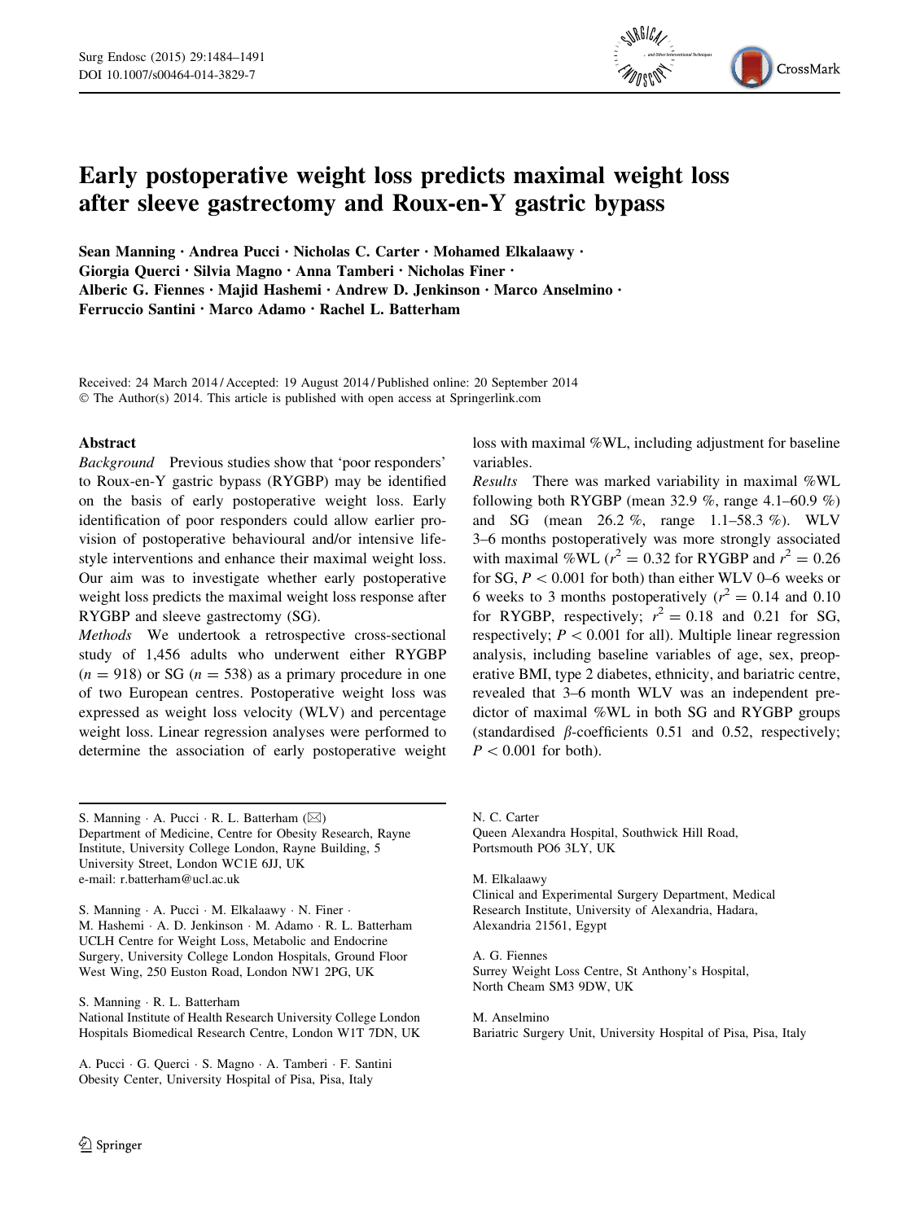# Early postoperative weight loss predicts maximal weight loss after sleeve gastrectomy and Roux-en-Y gastric bypass

Sean Manning · Andrea Pucci · Nicholas C. Carter · Mohamed Elkalaawy · Giorgia Querci · Silvia Magno · Anna Tamberi · Nicholas Finer · Alberic G. Fiennes · Majid Hashemi · Andrew D. Jenkinson · Marco Anselmino · Ferruccio Santini · Marco Adamo · Rachel L. Batterham

Received: 24 March 2014 / Accepted: 19 August 2014 / Published online: 20 September 2014
© The Author(s) 2014. This article is published with open access at Springerlink.com

## Abstract

*Background* Previous studies show that 'poor responders' to Roux-en-Y gastric bypass (RYGBP) may be identified on the basis of early postoperative weight loss. Early identification of poor responders could allow earlier provision of postoperative behavioural and/or intensive lifestyle interventions and enhance their maximal weight loss. Our aim was to investigate whether early postoperative weight loss predicts the maximal weight loss response after RYGBP and sleeve gastrectomy (SG).

*Methods* We undertook a retrospective cross-sectional study of 1,456 adults who underwent either RYGBP ($n = 918$) or SG ($n = 538$) as a primary procedure in one of two European centres. Postoperative weight loss was expressed as weight loss velocity (WLV) and percentage weight loss. Linear regression analyses were performed to determine the association of early postoperative weight loss with maximal %WL, including adjustment for baseline variables.

*Results* There was marked variability in maximal %WL following both RYGBP (mean 32.9 %, range 4.1–60.9 %) and SG (mean 26.2 %, range 1.1–58.3 %). WLV 3–6 months postoperatively was more strongly associated with maximal %WL ($r^2 = 0.32$ for RYGBP and $r^2 = 0.26$ for SG, $P < 0.001$ for both) than either WLV 0–6 weeks or 6 weeks to 3 months postoperatively ($r^2 = 0.14$ and 0.10 for RYGBP, respectively; $r^2 = 0.18$ and 0.21 for SG, respectively; $P < 0.001$ for all). Multiple linear regression analysis, including baseline variables of age, sex, preoperative BMI, type 2 diabetes, ethnicity, and bariatric centre, revealed that 3–6 month WLV was an independent predictor of maximal %WL in both SG and RYGBP groups (standardised β-coefficients 0.51 and 0.52, respectively; $P < 0.001$ for both).

---

S. Manning · A. Pucci · R. L. Batterham (✉)
Department of Medicine, Centre for Obesity Research, Rayne Institute, University College London, Rayne Building, 5 University Street, London WC1E 6JJ, UK
e-mail: r.batterham@ucl.ac.uk

S. Manning · A. Pucci · M. Elkalaawy · N. Finer · M. Hashemi · A. D. Jenkinson · M. Adamo · R. L. Batterham
UCLH Centre for Weight Loss, Metabolic and Endocrine Surgery, University College London Hospitals, Ground Floor West Wing, 250 Euston Road, London NW1 2PG, UK

S. Manning · R. L. Batterham
National Institute of Health Research University College London Hospitals Biomedical Research Centre, London W1T 7DN, UK

A. Pucci · G. Querci · S. Magno · A. Tamberi · F. Santini
Obesity Center, University Hospital of Pisa, Pisa, Italy

N. C. Carter
Queen Alexandra Hospital, Southwick Hill Road, Portsmouth PO6 3LY, UK

M. Elkalaawy
Clinical and Experimental Surgery Department, Medical Research Institute, University of Alexandria, Hadara, Alexandria 21561, Egypt

A. G. Fiennes
Surrey Weight Loss Centre, St Anthony's Hospital, North Cheam SM3 9DW, UK

M. Anselmino
Bariatric Surgery Unit, University Hospital of Pisa, Pisa, Italy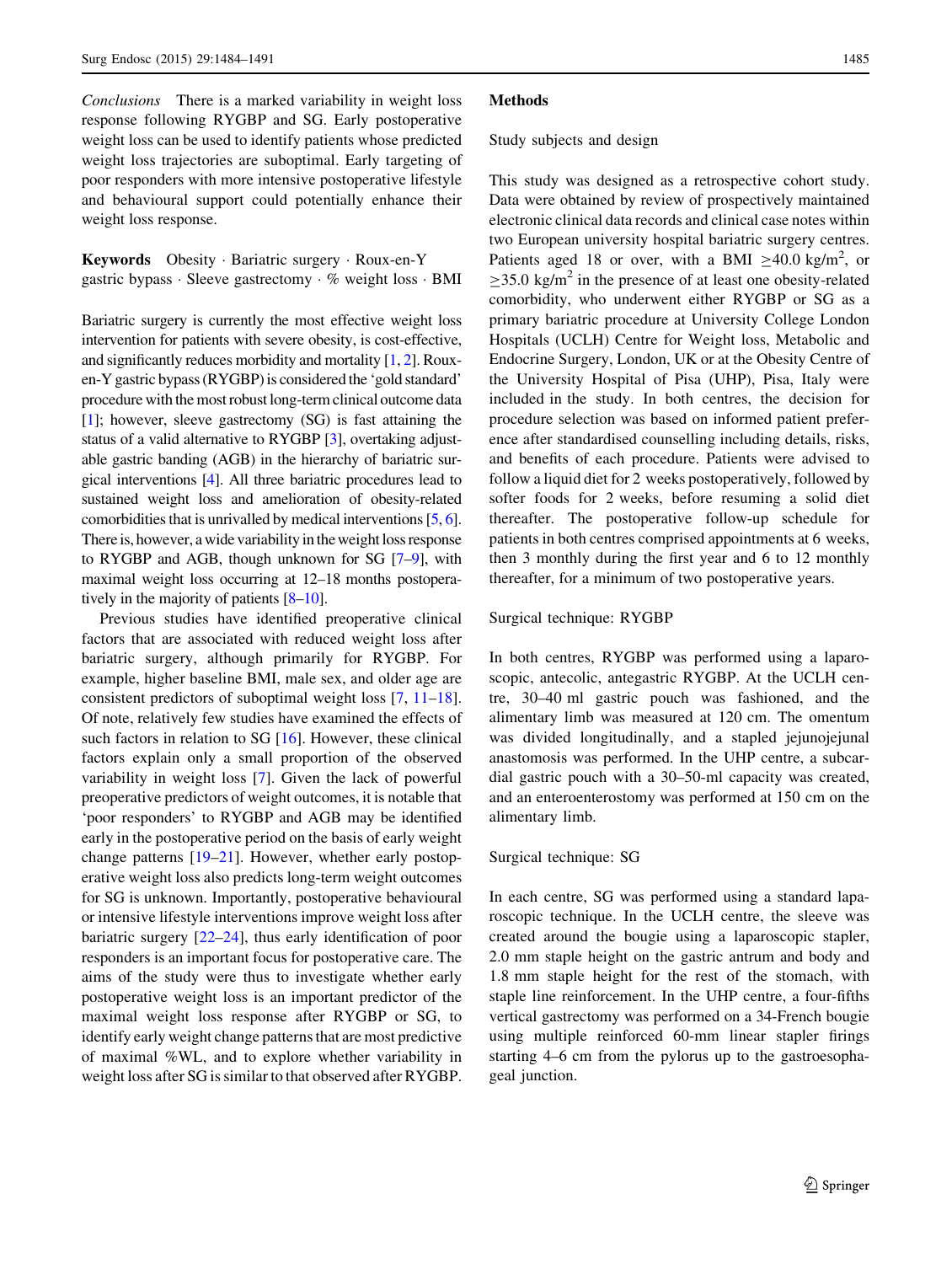*Conclusions* There is a marked variability in weight loss response following RYGBP and SG. Early postoperative weight loss can be used to identify patients whose predicted weight loss trajectories are suboptimal. Early targeting of poor responders with more intensive postoperative lifestyle and behavioural support could potentially enhance their weight loss response.

**Keywords** Obesity · Bariatric surgery · Roux-en-Y gastric bypass · Sleeve gastrectomy · % weight loss · BMI

Bariatric surgery is currently the most effective weight loss intervention for patients with severe obesity, is cost-effective, and significantly reduces morbidity and mortality [1, 2]. Roux-en-Y gastric bypass (RYGBP) is considered the 'gold standard' procedure with the most robust long-term clinical outcome data [1]; however, sleeve gastrectomy (SG) is fast attaining the status of a valid alternative to RYGBP [3], overtaking adjustable gastric banding (AGB) in the hierarchy of bariatric surgical interventions [4]. All three bariatric procedures lead to sustained weight loss and amelioration of obesity-related comorbidities that is unrivalled by medical interventions [5, 6]. There is, however, a wide variability in the weight loss response to RYGBP and AGB, though unknown for SG [7–9], with maximal weight loss occurring at 12–18 months postoperatively in the majority of patients [8–10].

Previous studies have identified preoperative clinical factors that are associated with reduced weight loss after bariatric surgery, although primarily for RYGBP. For example, higher baseline BMI, male sex, and older age are consistent predictors of suboptimal weight loss [7, 11–18]. Of note, relatively few studies have examined the effects of such factors in relation to SG [16]. However, these clinical factors explain only a small proportion of the observed variability in weight loss [7]. Given the lack of powerful preoperative predictors of weight outcomes, it is notable that 'poor responders' to RYGBP and AGB may be identified early in the postoperative period on the basis of early weight change patterns [19–21]. However, whether early postoperative weight loss also predicts long-term weight outcomes for SG is unknown. Importantly, postoperative behavioural or intensive lifestyle interventions improve weight loss after bariatric surgery [22–24], thus early identification of poor responders is an important focus for postoperative care. The aims of the study were thus to investigate whether early postoperative weight loss is an important predictor of the maximal weight loss response after RYGBP or SG, to identify early weight change patterns that are most predictive of maximal %WL, and to explore whether variability in weight loss after SG is similar to that observed after RYGBP.

## Methods

### Study subjects and design

This study was designed as a retrospective cohort study. Data were obtained by review of prospectively maintained electronic clinical data records and clinical case notes within two European university hospital bariatric surgery centres. Patients aged 18 or over, with a BMI $\geq$40.0 kg/m$^2$, or $\geq$35.0 kg/m$^2$ in the presence of at least one obesity-related comorbidity, who underwent either RYGBP or SG as a primary bariatric procedure at University College London Hospitals (UCLH) Centre for Weight loss, Metabolic and Endocrine Surgery, London, UK or at the Obesity Centre of the University Hospital of Pisa (UHP), Pisa, Italy were included in the study. In both centres, the decision for procedure selection was based on informed patient preference after standardised counselling including details, risks, and benefits of each procedure. Patients were advised to follow a liquid diet for 2 weeks postoperatively, followed by softer foods for 2 weeks, before resuming a solid diet thereafter. The postoperative follow-up schedule for patients in both centres comprised appointments at 6 weeks, then 3 monthly during the first year and 6 to 12 monthly thereafter, for a minimum of two postoperative years.

### Surgical technique: RYGBP

In both centres, RYGBP was performed using a laparoscopic, antecolic, antegastric RYGBP. At the UCLH centre, 30–40 ml gastric pouch was fashioned, and the alimentary limb was measured at 120 cm. The omentum was divided longitudinally, and a stapled jejunojejunal anastomosis was performed. In the UHP centre, a subcardial gastric pouch with a 30–50-ml capacity was created, and an enteroenterostomy was performed at 150 cm on the alimentary limb.

### Surgical technique: SG

In each centre, SG was performed using a standard laparoscopic technique. In the UCLH centre, the sleeve was created around the bougie using a laparoscopic stapler, 2.0 mm staple height on the gastric antrum and body and 1.8 mm staple height for the rest of the stomach, with staple line reinforcement. In the UHP centre, a four-fifths vertical gastrectomy was performed on a 34-French bougie using multiple reinforced 60-mm linear stapler firings starting 4–6 cm from the pylorus up to the gastroesophageal junction.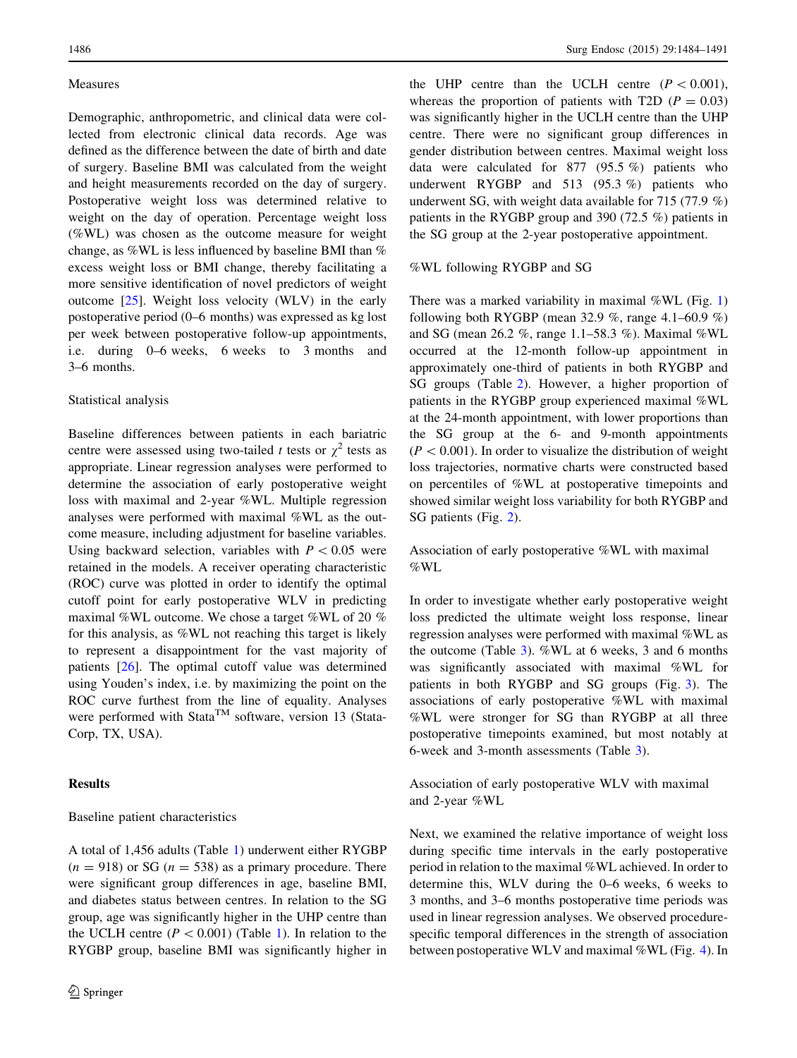### Measures

Demographic, anthropometric, and clinical data were collected from electronic clinical data records. Age was defined as the difference between the date of birth and date of surgery. Baseline BMI was calculated from the weight and height measurements recorded on the day of surgery. Postoperative weight loss was determined relative to weight on the day of operation. Percentage weight loss (%WL) was chosen as the outcome measure for weight change, as %WL is less influenced by baseline BMI than % excess weight loss or BMI change, thereby facilitating a more sensitive identification of novel predictors of weight outcome [25]. Weight loss velocity (WLV) in the early postoperative period (0–6 months) was expressed as kg lost per week between postoperative follow-up appointments, i.e. during 0–6 weeks, 6 weeks to 3 months and 3–6 months.

### Statistical analysis

Baseline differences between patients in each bariatric centre were assessed using two-tailed *t* tests or $\chi^2$ tests as appropriate. Linear regression analyses were performed to determine the association of early postoperative weight loss with maximal and 2-year %WL. Multiple regression analyses were performed with maximal %WL as the outcome measure, including adjustment for baseline variables. Using backward selection, variables with $P < 0.05$ were retained in the models. A receiver operating characteristic (ROC) curve was plotted in order to identify the optimal cutoff point for early postoperative WLV in predicting maximal %WL outcome. We chose a target %WL of 20 % for this analysis, as %WL not reaching this target is likely to represent a disappointment for the vast majority of patients [26]. The optimal cutoff value was determined using Youden's index, i.e. by maximizing the point on the ROC curve furthest from the line of equality. Analyses were performed with Stata™ software, version 13 (StataCorp, TX, USA).

## Results

### Baseline patient characteristics

A total of 1,456 adults (Table 1) underwent either RYGBP ($n = 918$) or SG ($n = 538$) as a primary procedure. There were significant group differences in age, baseline BMI, and diabetes status between centres. In relation to the SG group, age was significantly higher in the UHP centre than the UCLH centre ($P < 0.001$) (Table 1). In relation to the RYGBP group, baseline BMI was significantly higher in the UHP centre than the UCLH centre ($P < 0.001$), whereas the proportion of patients with T2D ($P = 0.03$) was significantly higher in the UCLH centre than the UHP centre. There were no significant group differences in gender distribution between centres. Maximal weight loss data were calculated for 877 (95.5 %) patients who underwent RYGBP and 513 (95.3 %) patients who underwent SG, with weight data available for 715 (77.9 %) patients in the RYGBP group and 390 (72.5 %) patients in the SG group at the 2-year postoperative appointment.

### %WL following RYGBP and SG

There was a marked variability in maximal %WL (Fig. 1) following both RYGBP (mean 32.9 %, range 4.1–60.9 %) and SG (mean 26.2 %, range 1.1–58.3 %). Maximal %WL occurred at the 12-month follow-up appointment in approximately one-third of patients in both RYGBP and SG groups (Table 2). However, a higher proportion of patients in the RYGBP group experienced maximal %WL at the 24-month appointment, with lower proportions than the SG group at the 6- and 9-month appointments ($P < 0.001$). In order to visualize the distribution of weight loss trajectories, normative charts were constructed based on percentiles of %WL at postoperative timepoints and showed similar weight loss variability for both RYGBP and SG patients (Fig. 2).

### Association of early postoperative %WL with maximal %WL

In order to investigate whether early postoperative weight loss predicted the ultimate weight loss response, linear regression analyses were performed with maximal %WL as the outcome (Table 3). %WL at 6 weeks, 3 and 6 months was significantly associated with maximal %WL for patients in both RYGBP and SG groups (Fig. 3). The associations of early postoperative %WL with maximal %WL were stronger for SG than RYGBP at all three postoperative timepoints examined, but most notably at 6-week and 3-month assessments (Table 3).

### Association of early postoperative WLV with maximal and 2-year %WL

Next, we examined the relative importance of weight loss during specific time intervals in the early postoperative period in relation to the maximal %WL achieved. In order to determine this, WLV during the 0–6 weeks, 6 weeks to 3 months, and 3–6 months postoperative time periods was used in linear regression analyses. We observed procedure-specific temporal differences in the strength of association between postoperative WLV and maximal %WL (Fig. 4). In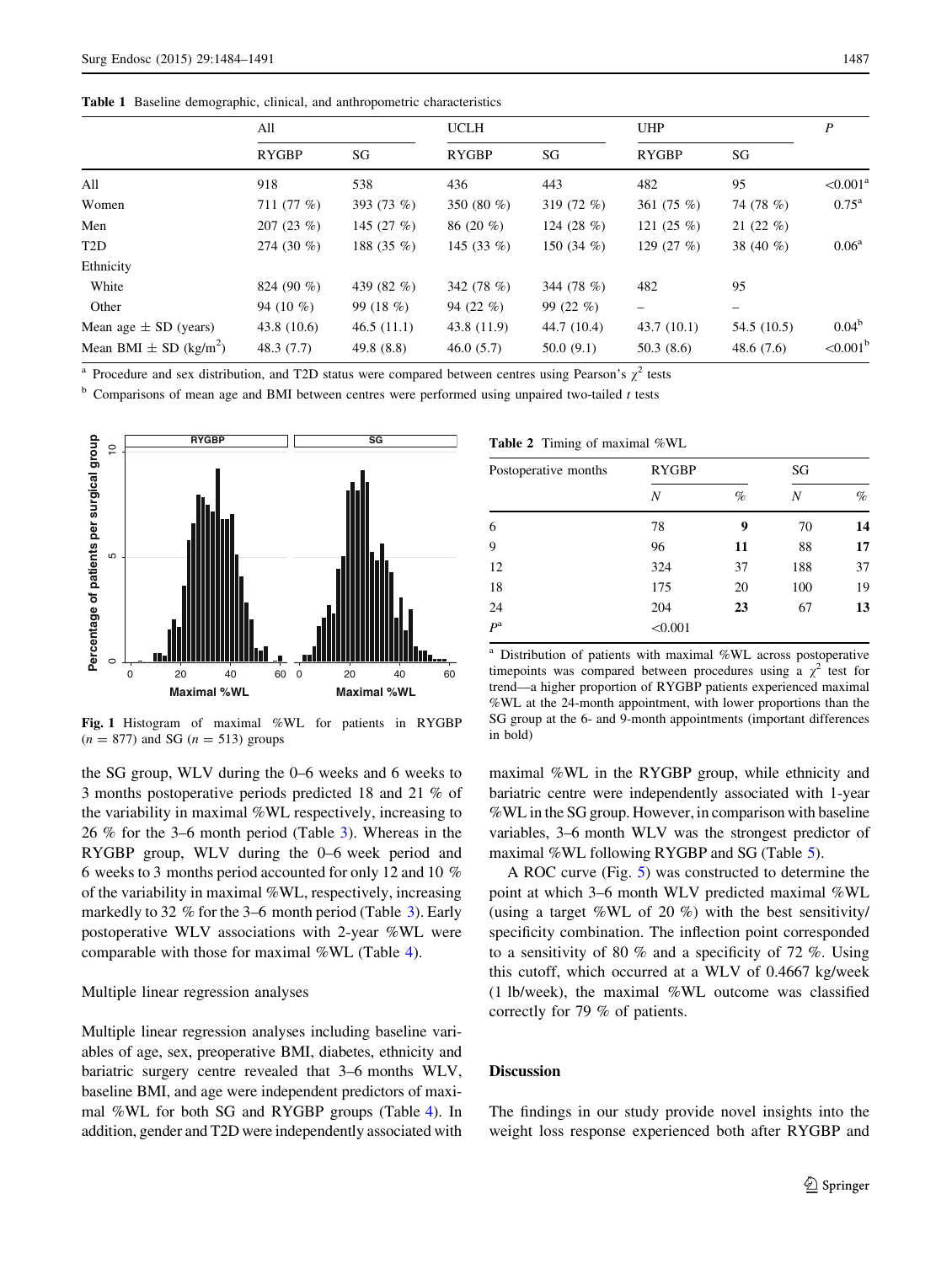Table 1 Baseline demographic, clinical, and anthropometric characteristics

| | All | | UCLH | | UHP | | P |
|---|---|---|---|---|---|---|---|
| | RYGBP | SG | RYGBP | SG | RYGBP | SG | |
| All | 918 | 538 | 436 | 443 | 482 | 95 | <0.001[a] |
| Women | 711 (77 %) | 393 (73 %) | 350 (80 %) | 319 (72 %) | 361 (75 %) | 74 (78 %) | 0.75[a] |
| Men | 207 (23 %) | 145 (27 %) | 86 (20 %) | 124 (28 %) | 121 (25 %) | 21 (22 %) | |
| T2D | 274 (30 %) | 188 (35 %) | 145 (33 %) | 150 (34 %) | 129 (27 %) | 38 (40 %) | 0.06[a] |
| Ethnicity | | | | | | | |
| White | 824 (90 %) | 439 (82 %) | 342 (78 %) | 344 (78 %) | 482 | 95 | |
| Other | 94 (10 %) | 99 (18 %) | 94 (22 %) | 99 (22 %) | – | – | |
| Mean age ± SD (years) | 43.8 (10.6) | 46.5 (11.1) | 43.8 (11.9) | 44.7 (10.4) | 43.7 (10.1) | 54.5 (10.5) | 0.04[b] |
| Mean BMI ± SD (kg/m$^2$) | 48.3 (7.7) | 49.8 (8.8) | 46.0 (5.7) | 50.0 (9.1) | 50.3 (8.6) | 48.6 (7.6) | <0.001[b] |

[a] Procedure and sex distribution, and T2D status were compared between centres using Pearson's $\chi^2$ tests

[b] Comparisons of mean age and BMI between centres were performed using unpaired two-tailed *t* tests

Fig. 1 Histogram of maximal %WL for patients in RYGBP ($n = 877$) and SG ($n = 513$) groups

Table 2 Timing of maximal %WL

| Postoperative months | RYGBP | | SG | |
|---|---|---|---|---|
| | *N* | % | *N* | % |
| 6 | 78 | **9** | 70 | **14** |
| 9 | 96 | **11** | 88 | **17** |
| 12 | 324 | 37 | 188 | 37 |
| 18 | 175 | 20 | 100 | 19 |
| 24 | 204 | **23** | 67 | **13** |
| *P*[a] | <0.001 | | | |

[a] Distribution of patients with maximal %WL across postoperative timepoints was compared between procedures using a $\chi^2$ test for trend—a higher proportion of RYGBP patients experienced maximal %WL at the 24-month appointment, with lower proportions than the SG group at the 6- and 9-month appointments (important differences in bold)

the SG group, WLV during the 0–6 weeks and 6 weeks to 3 months postoperative periods predicted 18 and 21 % of the variability in maximal %WL respectively, increasing to 26 % for the 3–6 month period (Table 3). Whereas in the RYGBP group, WLV during the 0–6 week period and 6 weeks to 3 months period accounted for only 12 and 10 % of the variability in maximal %WL, respectively, increasing markedly to 32 % for the 3–6 month period (Table 3). Early postoperative WLV associations with 2-year %WL were comparable with those for maximal %WL (Table 4).

### Multiple linear regression analyses

Multiple linear regression analyses including baseline variables of age, sex, preoperative BMI, diabetes, ethnicity and bariatric surgery centre revealed that 3–6 months WLV, baseline BMI, and age were independent predictors of maximal %WL for both SG and RYGBP groups (Table 4). In addition, gender and T2D were independently associated with maximal %WL in the RYGBP group, while ethnicity and bariatric centre were independently associated with 1-year %WL in the SG group. However, in comparison with baseline variables, 3–6 month WLV was the strongest predictor of maximal %WL following RYGBP and SG (Table 5).

A ROC curve (Fig. 5) was constructed to determine the point at which 3–6 month WLV predicted maximal %WL (using a target %WL of 20 %) with the best sensitivity/specificity combination. The inflection point corresponded to a sensitivity of 80 % and a specificity of 72 %. Using this cutoff, which occurred at a WLV of 0.4667 kg/week (1 lb/week), the maximal %WL outcome was classified correctly for 79 % of patients.

## Discussion

The findings in our study provide novel insights into the weight loss response experienced both after RYGBP and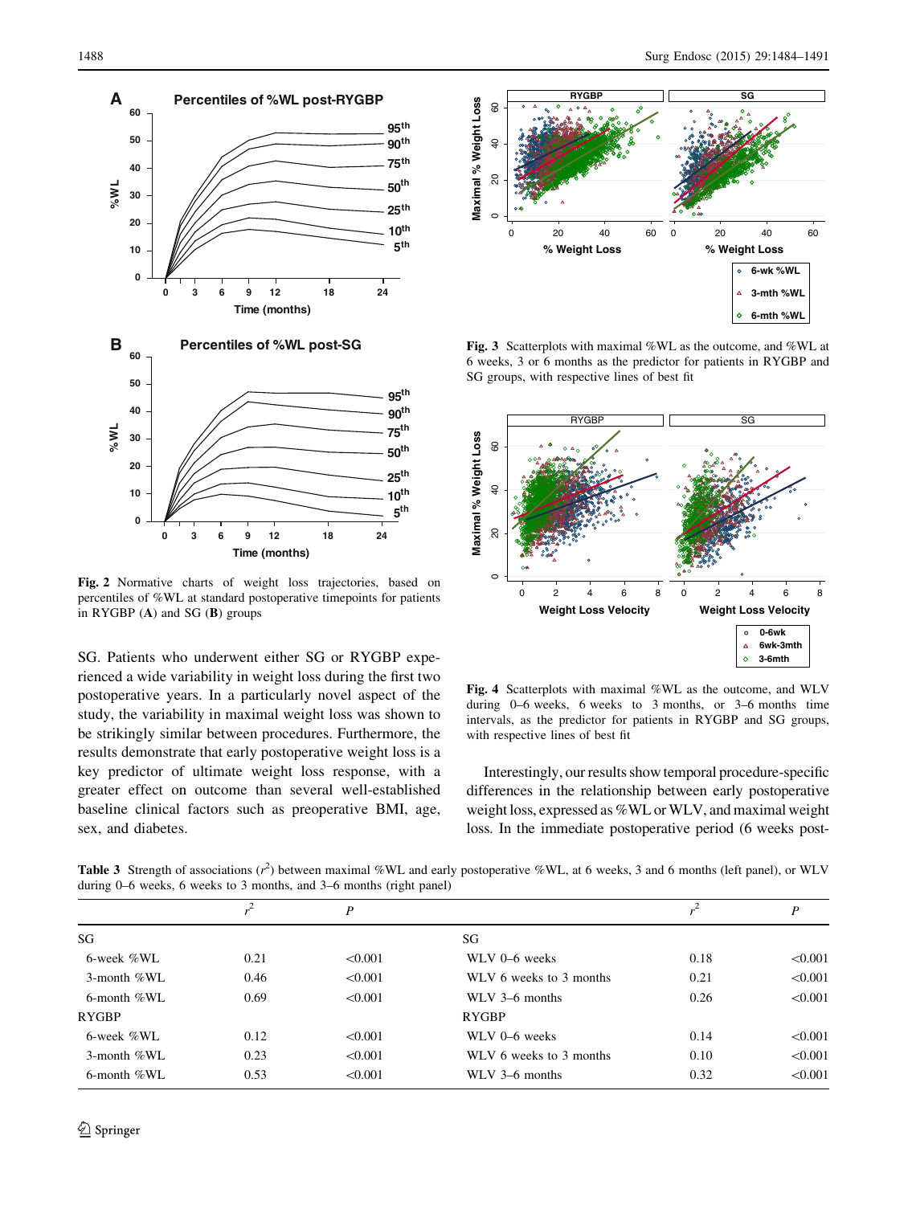Fig. 2 Normative charts of weight loss trajectories, based on percentiles of %WL at standard postoperative timepoints for patients in RYGBP (A) and SG (B) groups

Fig. 3 Scatterplots with maximal %WL as the outcome, and %WL at 6 weeks, 3 or 6 months as the predictor for patients in RYGBP and SG groups, with respective lines of best fit

Fig. 4 Scatterplots with maximal %WL as the outcome, and WLV during 0–6 weeks, 6 weeks to 3 months, or 3–6 months time intervals, as the predictor for patients in RYGBP and SG groups, with respective lines of best fit

SG. Patients who underwent either SG or RYGBP experienced a wide variability in weight loss during the first two postoperative years. In a particularly novel aspect of the study, the variability in maximal weight loss was shown to be strikingly similar between procedures. Furthermore, the results demonstrate that early postoperative weight loss is a key predictor of ultimate weight loss response, with a greater effect on outcome than several well-established baseline clinical factors such as preoperative BMI, age, sex, and diabetes.

Interestingly, our results show temporal procedure-specific differences in the relationship between early postoperative weight loss, expressed as %WL or WLV, and maximal weight loss. In the immediate postoperative period (6 weeks post-

**Table 3** Strength of associations ($r^2$) between maximal %WL and early postoperative %WL, at 6 weeks, 3 and 6 months (left panel), or WLV during 0–6 weeks, 6 weeks to 3 months, and 3–6 months (right panel)

| | $r^2$ | $P$ | | $r^2$ | $P$ |
|---|---|---|---|---|---|
| SG | | | SG | | |
| 6-week %WL | 0.21 | <0.001 | WLV 0–6 weeks | 0.18 | <0.001 |
| 3-month %WL | 0.46 | <0.001 | WLV 6 weeks to 3 months | 0.21 | <0.001 |
| 6-month %WL | 0.69 | <0.001 | WLV 3–6 months | 0.26 | <0.001 |
| RYGBP | | | RYGBP | | |
| 6-week %WL | 0.12 | <0.001 | WLV 0–6 weeks | 0.14 | <0.001 |
| 3-month %WL | 0.23 | <0.001 | WLV 6 weeks to 3 months | 0.10 | <0.001 |
| 6-month %WL | 0.53 | <0.001 | WLV 3–6 months | 0.32 | <0.001 |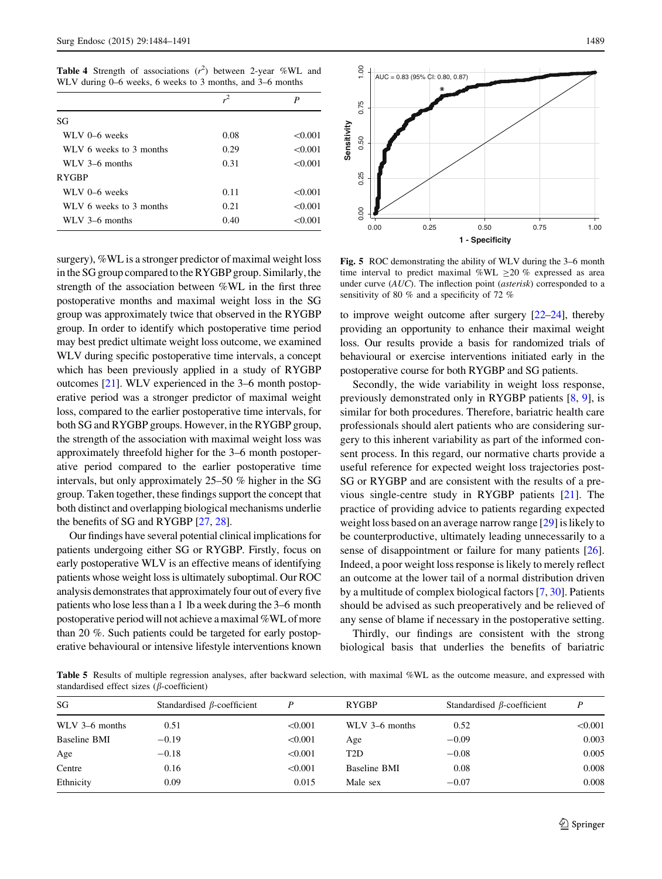**Table 4** Strength of associations ($r^2$) between 2-year %WL and WLV during 0–6 weeks, 6 weeks to 3 months, and 3–6 months

| | $r^2$ | $P$ |
|---|---|---|
| SG | | |
| WLV 0–6 weeks | 0.08 | <0.001 |
| WLV 6 weeks to 3 months | 0.29 | <0.001 |
| WLV 3–6 months | 0.31 | <0.001 |
| RYGBP | | |
| WLV 0–6 weeks | 0.11 | <0.001 |
| WLV 6 weeks to 3 months | 0.21 | <0.001 |
| WLV 3–6 months | 0.40 | <0.001 |

surgery), %WL is a stronger predictor of maximal weight loss in the SG group compared to the RYGBP group. Similarly, the strength of the association between %WL in the first three postoperative months and maximal weight loss in the SG group was approximately twice that observed in the RYGBP group. In order to identify which postoperative time period may best predict ultimate weight loss outcome, we examined WLV during specific postoperative time intervals, a concept which has been previously applied in a study of RYGBP outcomes [21]. WLV experienced in the 3–6 month postoperative period was a stronger predictor of maximal weight loss, compared to the earlier postoperative time intervals, for both SG and RYGBP groups. However, in the RYGBP group, the strength of the association with maximal weight loss was approximately threefold higher for the 3–6 month postoperative period compared to the earlier postoperative time intervals, but only approximately 25–50 % higher in the SG group. Taken together, these findings support the concept that both distinct and overlapping biological mechanisms underlie the benefits of SG and RYGBP [27, 28].

Our findings have several potential clinical implications for patients undergoing either SG or RYGBP. Firstly, focus on early postoperative WLV is an effective means of identifying patients whose weight loss is ultimately suboptimal. Our ROC analysis demonstrates that approximately four out of every five patients who lose less than a 1 lb a week during the 3–6 month postoperative period will not achieve a maximal %WL of more than 20 %. Such patients could be targeted for early postoperative behavioural or intensive lifestyle interventions known to improve weight outcome after surgery [22–24], thereby providing an opportunity to enhance their maximal weight loss. Our results provide a basis for randomized trials of behavioural or exercise interventions initiated early in the postoperative course for both RYGBP and SG patients.

**Fig. 5** ROC demonstrating the ability of WLV during the 3–6 month time interval to predict maximal %WL ≥20 % expressed as area under curve (*AUC*). The inflection point (*asterisk*) corresponded to a sensitivity of 80 % and a specificity of 72 %

Secondly, the wide variability in weight loss response, previously demonstrated only in RYGBP patients [8, 9], is similar for both procedures. Therefore, bariatric health care professionals should alert patients who are considering surgery to this inherent variability as part of the informed consent process. In this regard, our normative charts provide a useful reference for expected weight loss trajectories post-SG or RYGBP and are consistent with the results of a previous single-centre study in RYGBP patients [21]. The practice of providing advice to patients regarding expected weight loss based on an average narrow range [29] is likely to be counterproductive, ultimately leading unnecessarily to a sense of disappointment or failure for many patients [26]. Indeed, a poor weight loss response is likely to merely reflect an outcome at the lower tail of a normal distribution driven by a multitude of complex biological factors [7, 30]. Patients should be advised as such preoperatively and be relieved of any sense of blame if necessary in the postoperative setting.

Thirdly, our findings are consistent with the strong biological basis that underlies the benefits of bariatric

**Table 5** Results of multiple regression analyses, after backward selection, with maximal %WL as the outcome measure, and expressed with standardised effect sizes (β-coefficient)

| SG | Standardised β-coefficient | $P$ | RYGBP | Standardised β-coefficient | $P$ |
|---|---|---|---|---|---|
| WLV 3–6 months | 0.51 | <0.001 | WLV 3–6 months | 0.52 | <0.001 |
| Baseline BMI | −0.19 | <0.001 | Age | −0.09 | 0.003 |
| Age | −0.18 | <0.001 | T2D | −0.08 | 0.005 |
| Centre | 0.16 | <0.001 | Baseline BMI | 0.08 | 0.008 |
| Ethnicity | 0.09 | 0.015 | Male sex | −0.07 | 0.008 |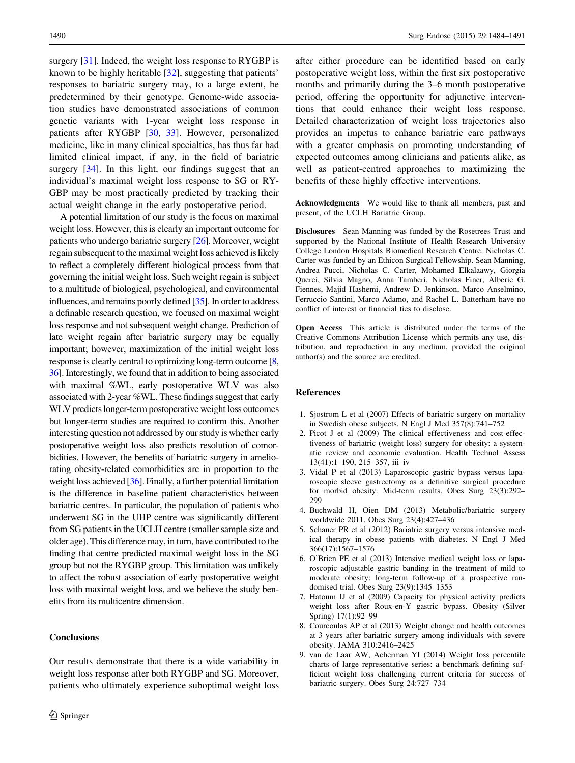surgery [31]. Indeed, the weight loss response to RYGBP is known to be highly heritable [32], suggesting that patients' responses to bariatric surgery may, to a large extent, be predetermined by their genotype. Genome-wide association studies have demonstrated associations of common genetic variants with 1-year weight loss response in patients after RYGBP [30, 33]. However, personalized medicine, like in many clinical specialties, has thus far had limited clinical impact, if any, in the field of bariatric surgery [34]. In this light, our findings suggest that an individual's maximal weight loss response to SG or RYGBP may be most practically predicted by tracking their actual weight change in the early postoperative period.

A potential limitation of our study is the focus on maximal weight loss. However, this is clearly an important outcome for patients who undergo bariatric surgery [26]. Moreover, weight regain subsequent to the maximal weight loss achieved is likely to reflect a completely different biological process from that governing the initial weight loss. Such weight regain is subject to a multitude of biological, psychological, and environmental influences, and remains poorly defined [35]. In order to address a definable research question, we focused on maximal weight loss response and not subsequent weight change. Prediction of late weight regain after bariatric surgery may be equally important; however, maximization of the initial weight loss response is clearly central to optimizing long-term outcome [8, 36]. Interestingly, we found that in addition to being associated with maximal %WL, early postoperative WLV was also associated with 2-year %WL. These findings suggest that early WLV predicts longer-term postoperative weight loss outcomes but longer-term studies are required to confirm this. Another interesting question not addressed by our study is whether early postoperative weight loss also predicts resolution of comorbidities. However, the benefits of bariatric surgery in ameliorating obesity-related comorbidities are in proportion to the weight loss achieved [36]. Finally, a further potential limitation is the difference in baseline patient characteristics between bariatric centres. In particular, the population of patients who underwent SG in the UHP centre was significantly different from SG patients in the UCLH centre (smaller sample size and older age). This difference may, in turn, have contributed to the finding that centre predicted maximal weight loss in the SG group but not the RYGBP group. This limitation was unlikely to affect the robust association of early postoperative weight loss with maximal weight loss, and we believe the study benefits from its multicentre dimension.

## Conclusions

Our results demonstrate that there is a wide variability in weight loss response after both RYGBP and SG. Moreover, patients who ultimately experience suboptimal weight loss after either procedure can be identified based on early postoperative weight loss, within the first six postoperative months and primarily during the 3–6 month postoperative period, offering the opportunity for adjunctive interventions that could enhance their weight loss response. Detailed characterization of weight loss trajectories also provides an impetus to enhance bariatric care pathways with a greater emphasis on promoting understanding of expected outcomes among clinicians and patients alike, as well as patient-centred approaches to maximizing the benefits of these highly effective interventions.

**Acknowledgments** We would like to thank all members, past and present, of the UCLH Bariatric Group.

**Disclosures** Sean Manning was funded by the Rosetrees Trust and supported by the National Institute of Health Research University College London Hospitals Biomedical Research Centre. Nicholas C. Carter was funded by an Ethicon Surgical Fellowship. Sean Manning, Andrea Pucci, Nicholas C. Carter, Mohamed Elkalaawy, Giorgia Querci, Silvia Magno, Anna Tamberi, Nicholas Finer, Alberic G. Fiennes, Majid Hashemi, Andrew D. Jenkinson, Marco Anselmino, Ferruccio Santini, Marco Adamo, and Rachel L. Batterham have no conflict of interest or financial ties to disclose.

**Open Access** This article is distributed under the terms of the Creative Commons Attribution License which permits any use, distribution, and reproduction in any medium, provided the original author(s) and the source are credited.

## References

1. Sjostrom L et al (2007) Effects of bariatric surgery on mortality in Swedish obese subjects. N Engl J Med 357(8):741–752
2. Picot J et al (2009) The clinical effectiveness and cost-effectiveness of bariatric (weight loss) surgery for obesity: a systematic review and economic evaluation. Health Technol Assess 13(41):1–190, 215–357, iii–iv
3. Vidal P et al (2013) Laparoscopic gastric bypass versus laparoscopic sleeve gastrectomy as a definitive surgical procedure for morbid obesity. Mid-term results. Obes Surg 23(3):292–299
4. Buchwald H, Oien DM (2013) Metabolic/bariatric surgery worldwide 2011. Obes Surg 23(4):427–436
5. Schauer PR et al (2012) Bariatric surgery versus intensive medical therapy in obese patients with diabetes. N Engl J Med 366(17):1567–1576
6. O'Brien PE et al (2013) Intensive medical weight loss or laparoscopic adjustable gastric banding in the treatment of mild to moderate obesity: long-term follow-up of a prospective randomised trial. Obes Surg 23(9):1345–1353
7. Hatoum IJ et al (2009) Capacity for physical activity predicts weight loss after Roux-en-Y gastric bypass. Obesity (Silver Spring) 17(1):92–99
8. Courcoulas AP et al (2013) Weight change and health outcomes at 3 years after bariatric surgery among individuals with severe obesity. JAMA 310:2416–2425
9. van de Laar AW, Acherman YI (2014) Weight loss percentile charts of large representative series: a benchmark defining sufficient weight loss challenging current criteria for success of bariatric surgery. Obes Surg 24:727–734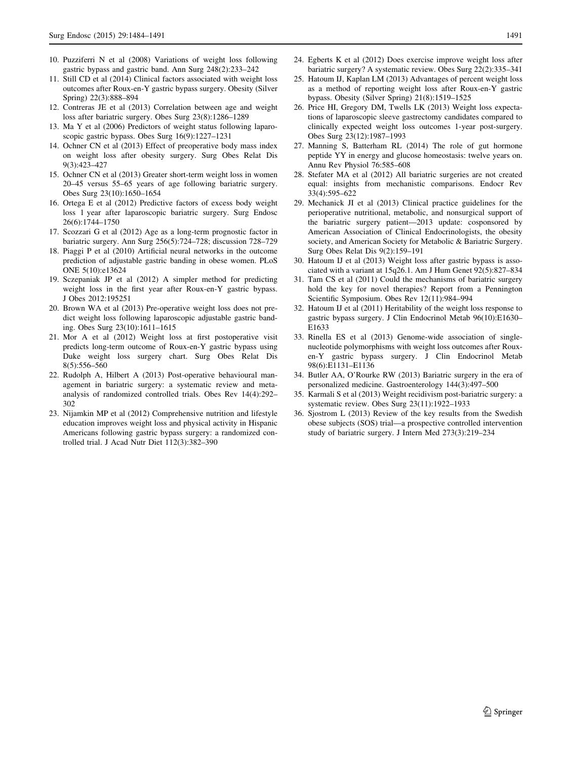10. Puzziferri N et al (2008) Variations of weight loss following gastric bypass and gastric band. Ann Surg 248(2):233–242
11. Still CD et al (2014) Clinical factors associated with weight loss outcomes after Roux-en-Y gastric bypass surgery. Obesity (Silver Spring) 22(3):888–894
12. Contreras JE et al (2013) Correlation between age and weight loss after bariatric surgery. Obes Surg 23(8):1286–1289
13. Ma Y et al (2006) Predictors of weight status following laparoscopic gastric bypass. Obes Surg 16(9):1227–1231
14. Ochner CN et al (2013) Effect of preoperative body mass index on weight loss after obesity surgery. Surg Obes Relat Dis 9(3):423–427
15. Ochner CN et al (2013) Greater short-term weight loss in women 20–45 versus 55–65 years of age following bariatric surgery. Obes Surg 23(10):1650–1654
16. Ortega E et al (2012) Predictive factors of excess body weight loss 1 year after laparoscopic bariatric surgery. Surg Endosc 26(6):1744–1750
17. Scozzari G et al (2012) Age as a long-term prognostic factor in bariatric surgery. Ann Surg 256(5):724–728; discussion 728–729
18. Piaggi P et al (2010) Artificial neural networks in the outcome prediction of adjustable gastric banding in obese women. PLoS ONE 5(10):e13624
19. Sczepaniak JP et al (2012) A simpler method for predicting weight loss in the first year after Roux-en-Y gastric bypass. J Obes 2012:195251
20. Brown WA et al (2013) Pre-operative weight loss does not predict weight loss following laparoscopic adjustable gastric banding. Obes Surg 23(10):1611–1615
21. Mor A et al (2012) Weight loss at first postoperative visit predicts long-term outcome of Roux-en-Y gastric bypass using Duke weight loss surgery chart. Surg Obes Relat Dis 8(5):556–560
22. Rudolph A, Hilbert A (2013) Post-operative behavioural management in bariatric surgery: a systematic review and meta-analysis of randomized controlled trials. Obes Rev 14(4):292–302
23. Nijamkin MP et al (2012) Comprehensive nutrition and lifestyle education improves weight loss and physical activity in Hispanic Americans following gastric bypass surgery: a randomized controlled trial. J Acad Nutr Diet 112(3):382–390
24. Egberts K et al (2012) Does exercise improve weight loss after bariatric surgery? A systematic review. Obes Surg 22(2):335–341
25. Hatoum IJ, Kaplan LM (2013) Advantages of percent weight loss as a method of reporting weight loss after Roux-en-Y gastric bypass. Obesity (Silver Spring) 21(8):1519–1525
26. Price HI, Gregory DM, Twells LK (2013) Weight loss expectations of laparoscopic sleeve gastrectomy candidates compared to clinically expected weight loss outcomes 1-year post-surgery. Obes Surg 23(12):1987–1993
27. Manning S, Batterham RL (2014) The role of gut hormone peptide YY in energy and glucose homeostasis: twelve years on. Annu Rev Physiol 76:585–608
28. Stefater MA et al (2012) All bariatric surgeries are not created equal: insights from mechanistic comparisons. Endocr Rev 33(4):595–622
29. Mechanick JI et al (2013) Clinical practice guidelines for the perioperative nutritional, metabolic, and nonsurgical support of the bariatric surgery patient—2013 update: cosponsored by American Association of Clinical Endocrinologists, the obesity society, and American Society for Metabolic & Bariatric Surgery. Surg Obes Relat Dis 9(2):159–191
30. Hatoum IJ et al (2013) Weight loss after gastric bypass is associated with a variant at 15q26.1. Am J Hum Genet 92(5):827–834
31. Tam CS et al (2011) Could the mechanisms of bariatric surgery hold the key for novel therapies? Report from a Pennington Scientific Symposium. Obes Rev 12(11):984–994
32. Hatoum IJ et al (2011) Heritability of the weight loss response to gastric bypass surgery. J Clin Endocrinol Metab 96(10):E1630–E1633
33. Rinella ES et al (2013) Genome-wide association of single-nucleotide polymorphisms with weight loss outcomes after Roux-en-Y gastric bypass surgery. J Clin Endocrinol Metab 98(6):E1131–E1136
34. Butler AA, O'Rourke RW (2013) Bariatric surgery in the era of personalized medicine. Gastroenterology 144(3):497–500
35. Karmali S et al (2013) Weight recidivism post-bariatric surgery: a systematic review. Obes Surg 23(11):1922–1933
36. Sjostrom L (2013) Review of the key results from the Swedish obese subjects (SOS) trial—a prospective controlled intervention study of bariatric surgery. J Intern Med 273(3):219–234